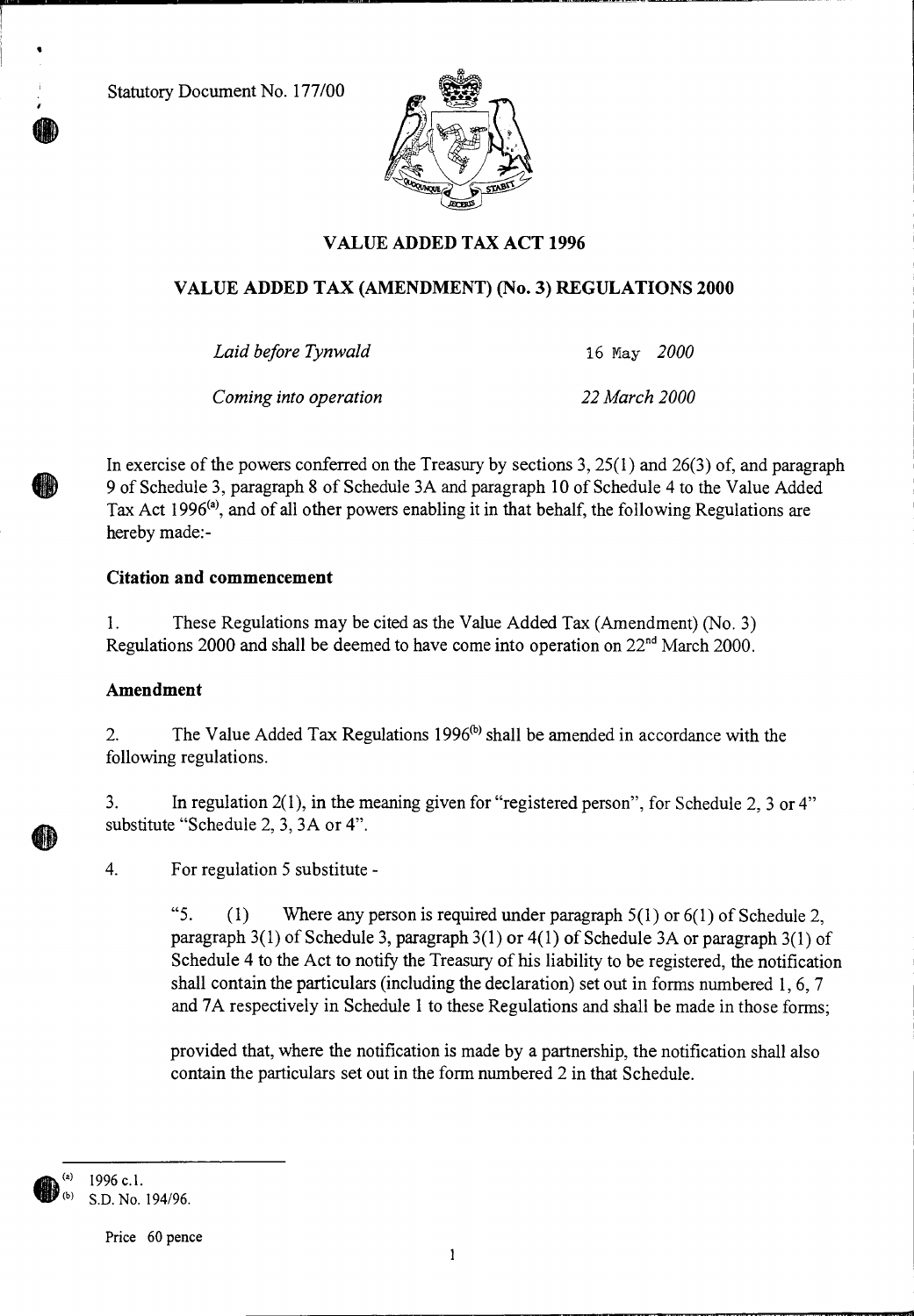Statutory Document No. 177/00

# VALUE ADDED TAX ACT 1996

## VALUE ADDED TAX (AMENDMENT) (No. 3) REGULATIONS 2000

*Laid before Tynwald* 16 May *2000*

*Coming into operation* *22 March 2000*

In exercise of the powers conferred on the Treasury by sections 3, 25(1) and 26(3) of, and paragraph 9 of Schedule 3, paragraph 8 of Schedule 3A and paragraph 10 of Schedule 4 to the Value Added Tax Act 1996[(a)], and of all other powers enabling it in that behalf, the following Regulations are hereby made:-

### Citation and commencement

1. These Regulations may be cited as the Value Added Tax (Amendment) (No. 3) Regulations 2000 and shall be deemed to have come into operation on 22nd March 2000.

### Amendment

2. The Value Added Tax Regulations 1996[(b)] shall be amended in accordance with the following regulations.

3. In regulation 2(1), in the meaning given for "registered person", for Schedule 2, 3 or 4" substitute "Schedule 2, 3, 3A or 4".

4. For regulation 5 substitute -

"5. (1) Where any person is required under paragraph 5(1) or 6(1) of Schedule 2, paragraph 3(1) of Schedule 3, paragraph 3(1) or 4(1) of Schedule 3A or paragraph 3(1) of Schedule 4 to the Act to notify the Treasury of his liability to be registered, the notification shall contain the particulars (including the declaration) set out in forms numbered 1, 6, 7 and 7A respectively in Schedule 1 to these Regulations and shall be made in those forms;

provided that, where the notification is made by a partnership, the notification shall also contain the particulars set out in the form numbered 2 in that Schedule.

---

(a) 1996 c.1.

(b) S.D. No. 194/96.

Price 60 pence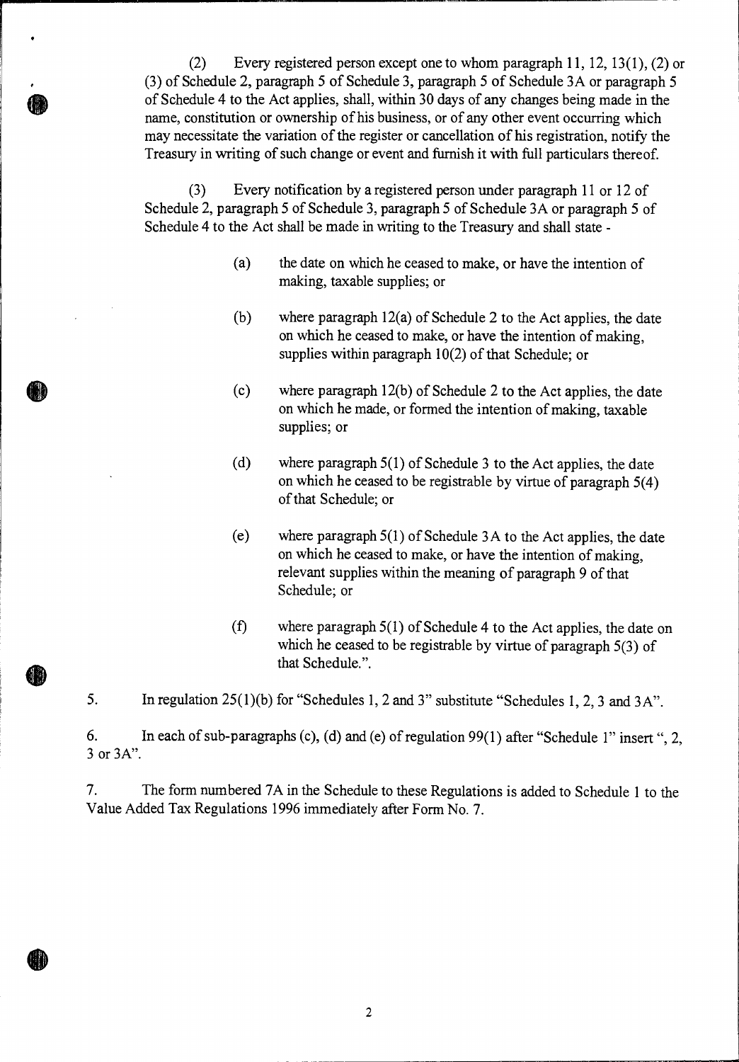(2) Every registered person except one to whom paragraph 11, 12, 13(1), (2) or (3) of Schedule 2, paragraph 5 of Schedule 3, paragraph 5 of Schedule 3A or paragraph 5 of Schedule 4 to the Act applies, shall, within 30 days of any changes being made in the name, constitution or ownership of his business, or of any other event occurring which may necessitate the variation of the register or cancellation of his registration, notify the Treasury in writing of such change or event and furnish it with full particulars thereof.

(3) Every notification by a registered person under paragraph 11 or 12 of Schedule 2, paragraph 5 of Schedule 3, paragraph 5 of Schedule 3A or paragraph 5 of Schedule 4 to the Act shall be made in writing to the Treasury and shall state -

(a) the date on which he ceased to make, or have the intention of making, taxable supplies; or

(b) where paragraph 12(a) of Schedule 2 to the Act applies, the date on which he ceased to make, or have the intention of making, supplies within paragraph 10(2) of that Schedule; or

(c) where paragraph 12(b) of Schedule 2 to the Act applies, the date on which he made, or formed the intention of making, taxable supplies; or

(d) where paragraph 5(1) of Schedule 3 to the Act applies, the date on which he ceased to be registrable by virtue of paragraph 5(4) of that Schedule; or

(e) where paragraph 5(1) of Schedule 3A to the Act applies, the date on which he ceased to make, or have the intention of making, relevant supplies within the meaning of paragraph 9 of that Schedule; or

(f) where paragraph 5(1) of Schedule 4 to the Act applies, the date on which he ceased to be registrable by virtue of paragraph 5(3) of that Schedule.".

5. In regulation 25(1)(b) for "Schedules 1, 2 and 3" substitute "Schedules 1, 2, 3 and 3A".

6. In each of sub-paragraphs (c), (d) and (e) of regulation 99(1) after "Schedule 1" insert ", 2, 3 or 3A".

7. The form numbered 7A in the Schedule to these Regulations is added to Schedule 1 to the Value Added Tax Regulations 1996 immediately after Form No. 7.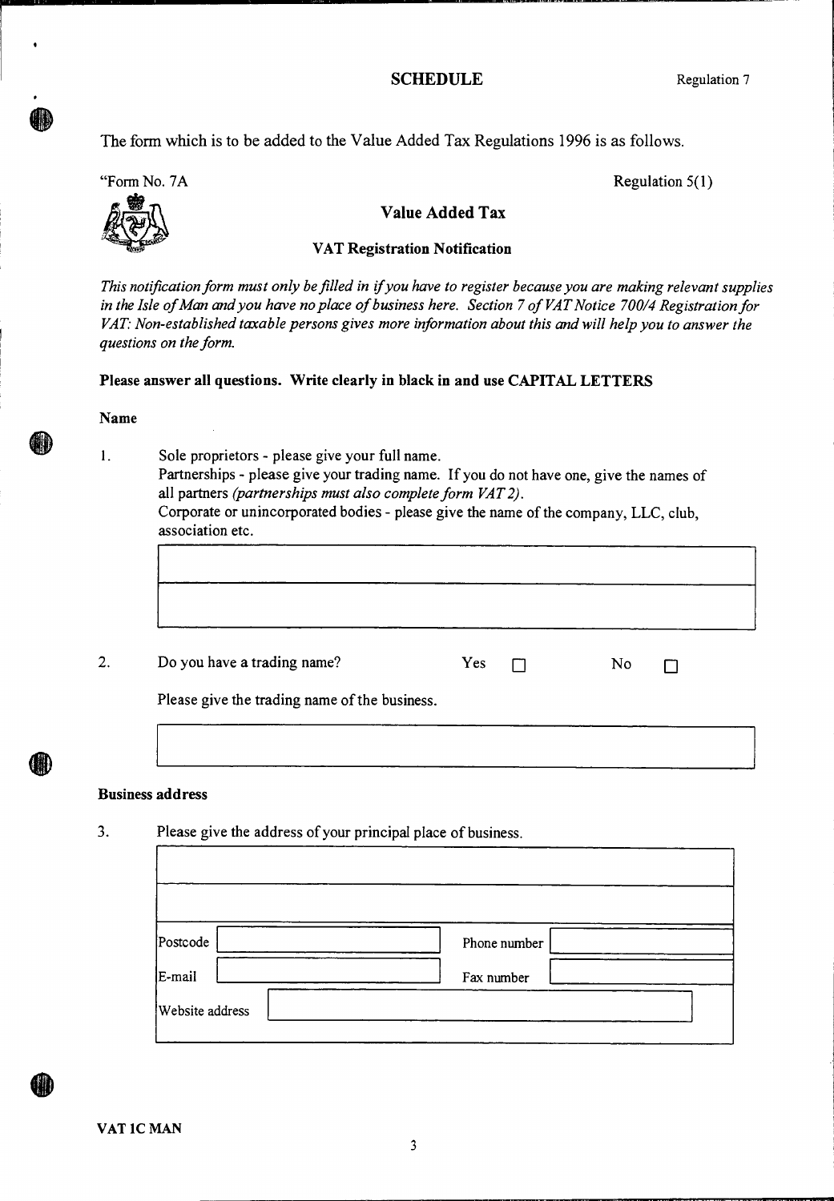## SCHEDULE

Regulation 7

The form which is to be added to the Value Added Tax Regulations 1996 is as follows.

"Form No. 7A

Regulation 5(1)

### Value Added Tax

### VAT Registration Notification

*This notification form must only be filled in if you have to register because you are making relevant supplies in the Isle of Man and you have no place of business here. Section 7 of VAT Notice 700/4 Registration for VAT: Non-established taxable persons gives more information about this and will help you to answer the questions on the form.*

**Please answer all questions. Write clearly in black in and use CAPITAL LETTERS**

**Name**

1. Sole proprietors - please give your full name.
   Partnerships - please give your trading name. If you do not have one, give the names of all partners *(partnerships must also complete form VAT 2).*
   Corporate or unincorporated bodies - please give the name of the company, LLC, club, association etc.

| |
|---|
| |
| |

2. Do you have a trading name? Yes ☐ No ☐

   Please give the trading name of the business.

| |
|---|
| |

**Business address**

3. Please give the address of your principal place of business.

| | | | |
|---|---|---|---|
| | | | |
| | | | |
| Postcode | | Phone number | |
| E-mail | | Fax number | |
| Website address | | | |

**VAT 1C MAN**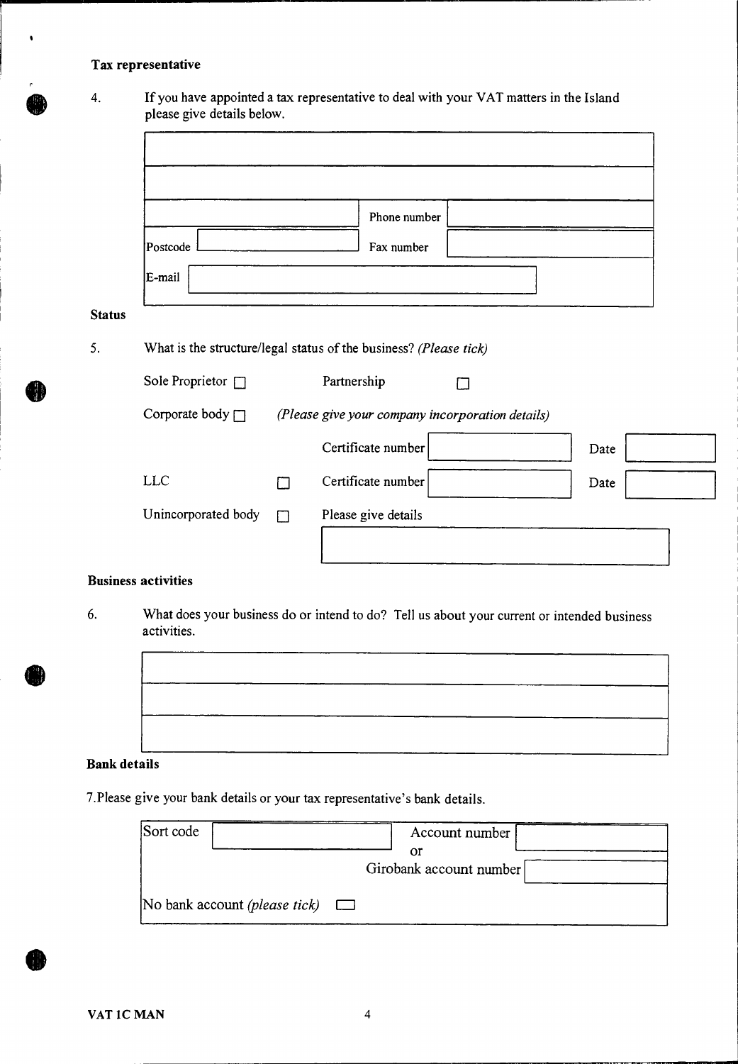**Tax representative**

4. If you have appointed a tax representative to deal with your VAT matters in the Island please give details below.

| | | | |
|---|---|---|---|
| | | | |
| | | | |
| | | Phone number | |
| Postcode | | Fax number | |
| E-mail | | | |

**Status**

5. What is the structure/legal status of the business? *(Please tick)*

Sole Proprietor ☐ Partnership ☐

Corporate body ☐ *(Please give your company incorporation details)*

| | | | | |
|---|---|---|---|---|
| | | Certificate number | | Date |
| LLC | ☐ | Certificate number | | Date |
| Unincorporated body | ☐ | Please give details | | |

**Business activities**

6. What does your business do or intend to do? Tell us about your current or intended business activities.

| |
|---|
| |
| |
| |

**Bank details**

7. Please give your bank details or your tax representative's bank details.

| | | | |
|---|---|---|---|
| Sort code | | Account number or Girobank account number | |
| No bank account *(please tick)* ☐ | | | |

VAT 1C MAN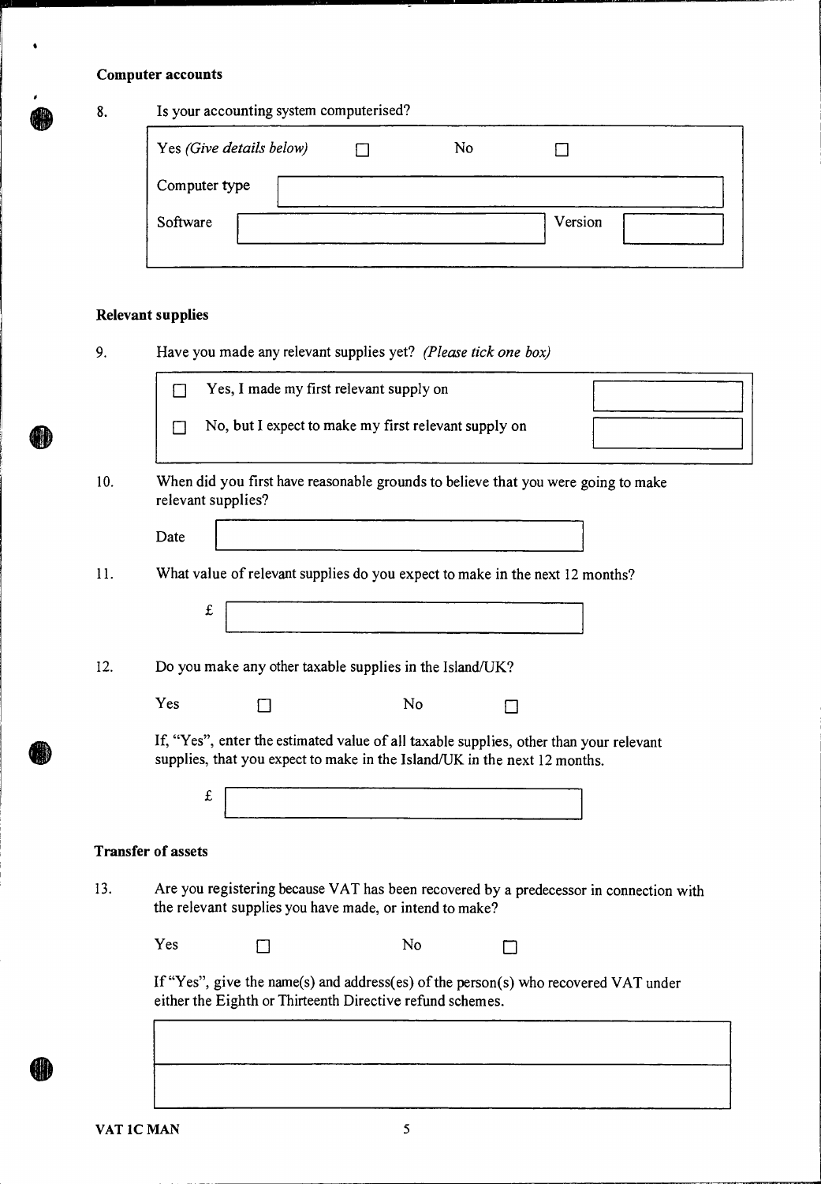### Computer accounts

8. Is your accounting system computerised?

| Yes *(Give details below)* ☐ | No ☐ |
|---|---|
| Computer type | |
| Software | Version |

### Relevant supplies

9. Have you made any relevant supplies yet? *(Please tick one box)*

☐ Yes, I made my first relevant supply on

☐ No, but I expect to make my first relevant supply on

10. When did you first have reasonable grounds to believe that you were going to make relevant supplies?

Date

11. What value of relevant supplies do you expect to make in the next 12 months?

£

12. Do you make any other taxable supplies in the Island/UK?

Yes ☐ No ☐

If, "Yes", enter the estimated value of all taxable supplies, other than your relevant supplies, that you expect to make in the Island/UK in the next 12 months.

£

### Transfer of assets

13. Are you registering because VAT has been recovered by a predecessor in connection with the relevant supplies you have made, or intend to make?

Yes ☐ No ☐

If "Yes", give the name(s) and address(es) of the person(s) who recovered VAT under either the Eighth or Thirteenth Directive refund schemes.

VAT 1C MAN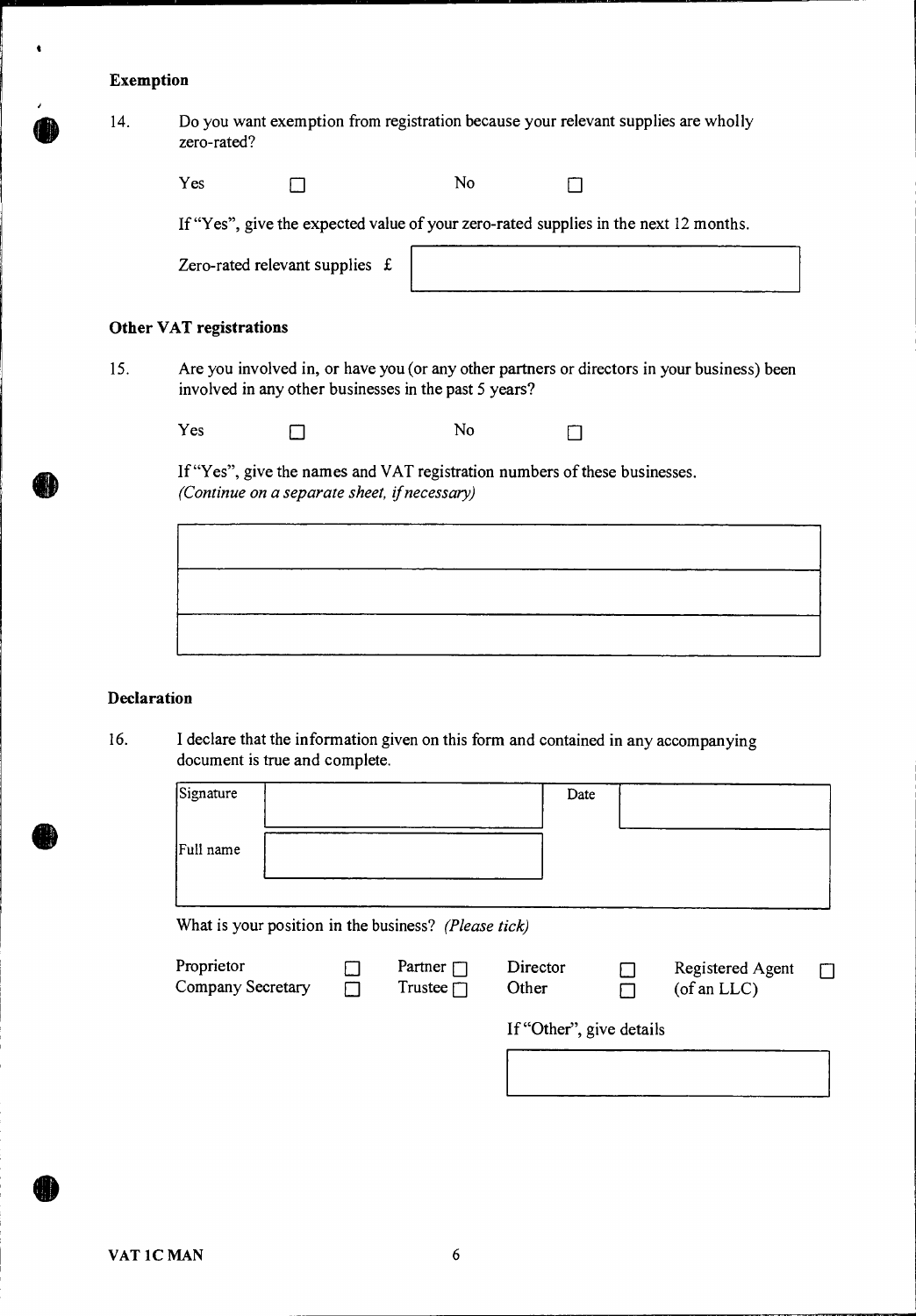### Exemption

14. Do you want exemption from registration because your relevant supplies are wholly zero-rated?

    Yes ☐ No ☐

    If "Yes", give the expected value of your zero-rated supplies in the next 12 months.

    Zero-rated relevant supplies £ ______________________

### Other VAT registrations

15. Are you involved in, or have you (or any other partners or directors in your business) been involved in any other businesses in the past 5 years?

    Yes ☐ No ☐

    If "Yes", give the names and VAT registration numbers of these businesses.
    *(Continue on a separate sheet, if necessary)*

    ______________________

    ______________________

    ______________________

### Declaration

16. I declare that the information given on this form and contained in any accompanying document is true and complete.

| Signature | | Date | |
|---|---|---|---|
| Full name | | | |

What is your position in the business? *(Please tick)*

| | | | | | | | |
|---|---|---|---|---|---|---|---|
| Proprietor | ☐ | Partner | ☐ | Director | ☐ | Registered Agent (of an LLC) | ☐ |
| Company Secretary | ☐ | Trustee | ☐ | Other | ☐ | | |

If "Other", give details

______________________

VAT 1C MAN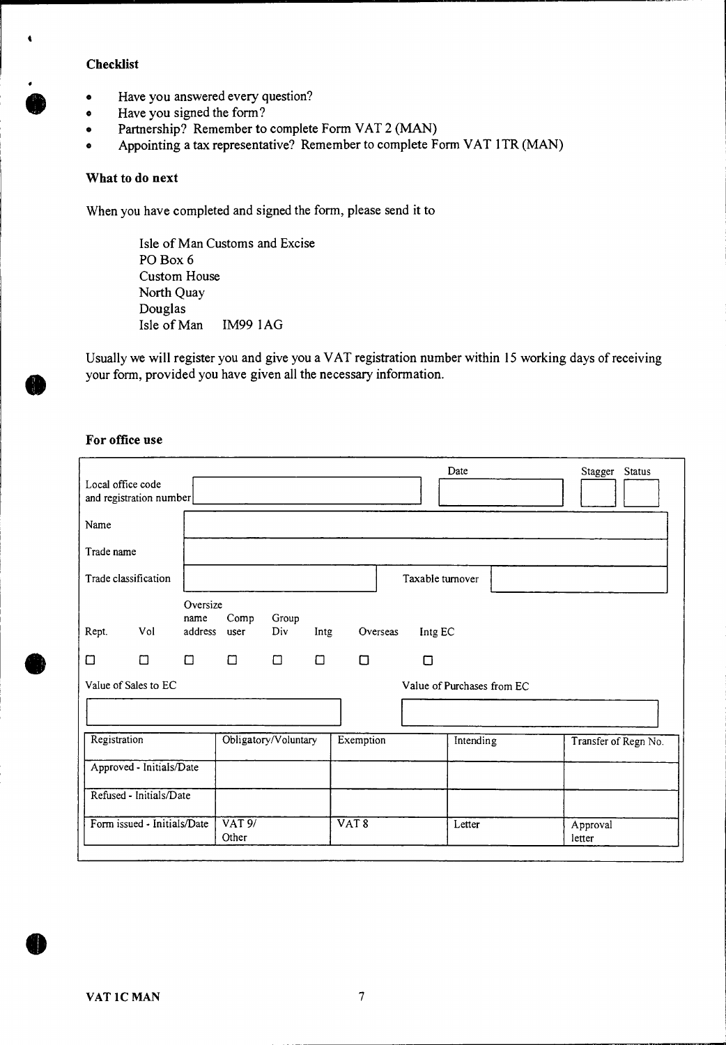**Checklist**

- Have you answered every question?
- Have you signed the form?
- Partnership? Remember to complete Form VAT 2 (MAN)
- Appointing a tax representative? Remember to complete Form VAT 1TR (MAN)

**What to do next**

When you have completed and signed the form, please send it to

Isle of Man Customs and Excise
PO Box 6
Custom House
North Quay
Douglas
Isle of Man IM99 1AG

Usually we will register you and give you a VAT registration number within 15 working days of receiving your form, provided you have given all the necessary information.

**For office use**

| | | | |
|---|---|---|---|
| Local office code and registration number | | Date | Stagger / Status |
| Name | | | |
| Trade name | | | |
| Trade classification | | Taxable turnover | |

| Rept. | Vol | Oversize name address | Comp user | Group Div | Intg | Overseas | Intg EC |
|---|---|---|---|---|---|---|---|
| ☐ | ☐ | ☐ | ☐ | ☐ | ☐ | ☐ | ☐ |

| Value of Sales to EC | Value of Purchases from EC |
|---|---|
| | |

| Registration | Obligatory/Voluntary | Exemption | Intending | Transfer of Regn No. |
|---|---|---|---|---|
| Approved - Initials/Date | | | | |
| Refused - Initials/Date | | | | |
| Form issued - Initials/Date | VAT 9/ Other | VAT 8 | Letter | Approval letter |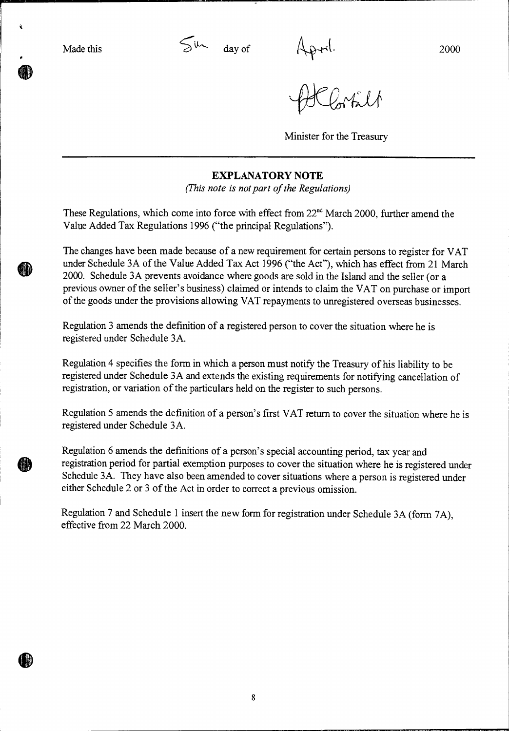Made this 5th day of April. 2000

A.H. Cortall

Minister for the Treasury

---

## EXPLANATORY NOTE

*(This note is not part of the Regulations)*

These Regulations, which come into force with effect from 22nd March 2000, further amend the Value Added Tax Regulations 1996 ("the principal Regulations").

The changes have been made because of a new requirement for certain persons to register for VAT under Schedule 3A of the Value Added Tax Act 1996 ("the Act"), which has effect from 21 March 2000. Schedule 3A prevents avoidance where goods are sold in the Island and the seller (or a previous owner of the seller's business) claimed or intends to claim the VAT on purchase or import of the goods under the provisions allowing VAT repayments to unregistered overseas businesses.

Regulation 3 amends the definition of a registered person to cover the situation where he is registered under Schedule 3A.

Regulation 4 specifies the form in which a person must notify the Treasury of his liability to be registered under Schedule 3A and extends the existing requirements for notifying cancellation of registration, or variation of the particulars held on the register to such persons.

Regulation 5 amends the definition of a person's first VAT return to cover the situation where he is registered under Schedule 3A.

Regulation 6 amends the definitions of a person's special accounting period, tax year and registration period for partial exemption purposes to cover the situation where he is registered under Schedule 3A. They have also been amended to cover situations where a person is registered under either Schedule 2 or 3 of the Act in order to correct a previous omission.

Regulation 7 and Schedule 1 insert the new form for registration under Schedule 3A (form 7A), effective from 22 March 2000.